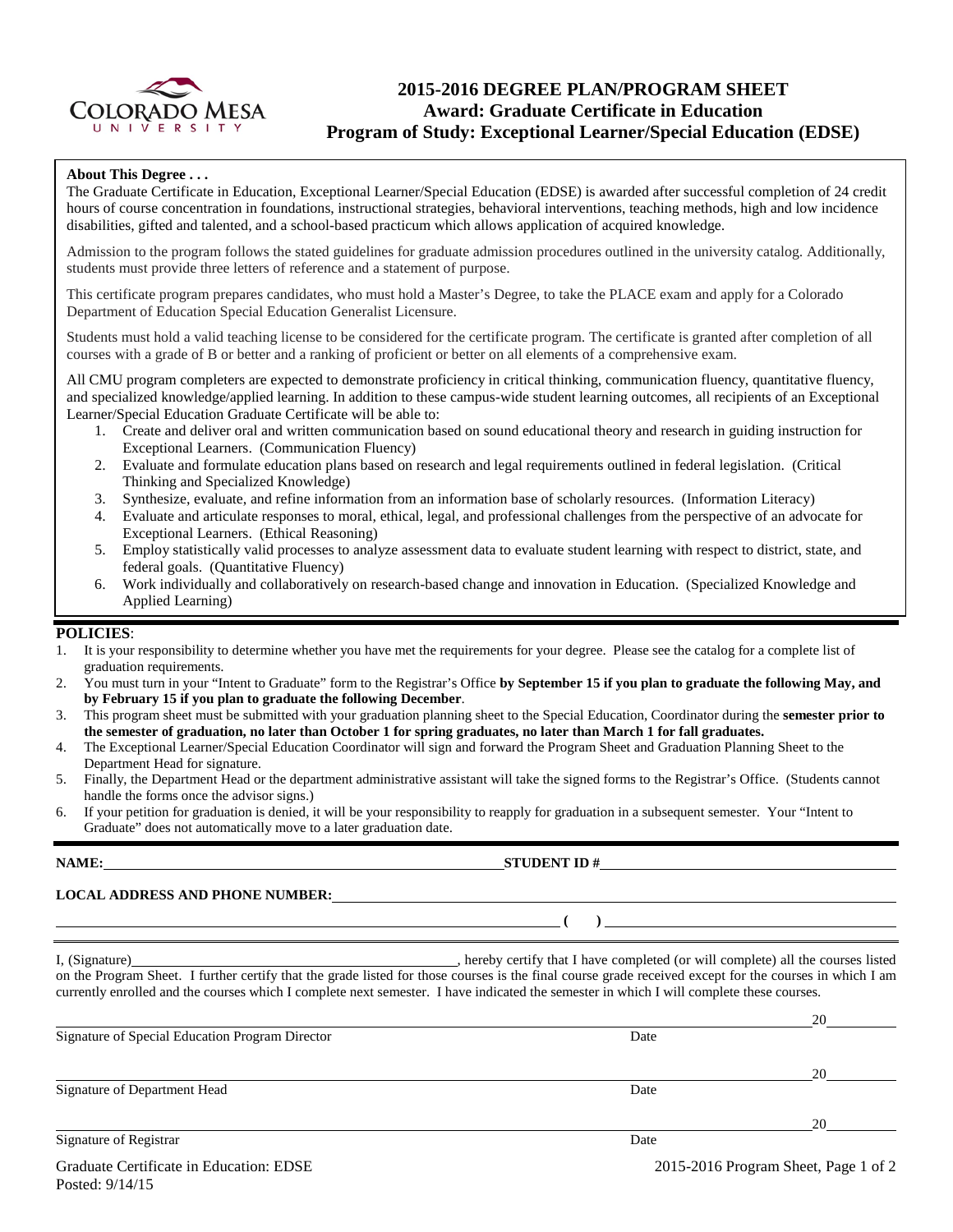# 2015-2016 DEGREE PLAN/PROGRAM SHEET
## Award: Graduate Certificate in Education
## Program of Study: Exceptional Learner/Special Education (EDSE)

**About This Degree . . .**

The Graduate Certificate in Education, Exceptional Learner/Special Education (EDSE) is awarded after successful completion of 24 credit hours of course concentration in foundations, instructional strategies, behavioral interventions, teaching methods, high and low incidence disabilities, gifted and talented, and a school-based practicum which allows application of acquired knowledge.

Admission to the program follows the stated guidelines for graduate admission procedures outlined in the university catalog. Additionally, students must provide three letters of reference and a statement of purpose.

This certificate program prepares candidates, who must hold a Master's Degree, to take the PLACE exam and apply for a Colorado Department of Education Special Education Generalist Licensure.

Students must hold a valid teaching license to be considered for the certificate program. The certificate is granted after completion of all courses with a grade of B or better and a ranking of proficient or better on all elements of a comprehensive exam.

All CMU program completers are expected to demonstrate proficiency in critical thinking, communication fluency, quantitative fluency, and specialized knowledge/applied learning. In addition to these campus-wide student learning outcomes, all recipients of an Exceptional Learner/Special Education Graduate Certificate will be able to:

1. Create and deliver oral and written communication based on sound educational theory and research in guiding instruction for Exceptional Learners. (Communication Fluency)
2. Evaluate and formulate education plans based on research and legal requirements outlined in federal legislation. (Critical Thinking and Specialized Knowledge)
3. Synthesize, evaluate, and refine information from an information base of scholarly resources. (Information Literacy)
4. Evaluate and articulate responses to moral, ethical, legal, and professional challenges from the perspective of an advocate for Exceptional Learners. (Ethical Reasoning)
5. Employ statistically valid processes to analyze assessment data to evaluate student learning with respect to district, state, and federal goals. (Quantitative Fluency)
6. Work individually and collaboratively on research-based change and innovation in Education. (Specialized Knowledge and Applied Learning)

**POLICIES**:

1. It is your responsibility to determine whether you have met the requirements for your degree. Please see the catalog for a complete list of graduation requirements.
2. You must turn in your "Intent to Graduate" form to the Registrar's Office **by September 15 if you plan to graduate the following May, and by February 15 if you plan to graduate the following December**.
3. This program sheet must be submitted with your graduation planning sheet to the Special Education, Coordinator during the **semester prior to the semester of graduation, no later than October 1 for spring graduates, no later than March 1 for fall graduates.**
4. The Exceptional Learner/Special Education Coordinator will sign and forward the Program Sheet and Graduation Planning Sheet to the Department Head for signature.
5. Finally, the Department Head or the department administrative assistant will take the signed forms to the Registrar's Office. (Students cannot handle the forms once the advisor signs.)
6. If your petition for graduation is denied, it will be your responsibility to reapply for graduation in a subsequent semester. Your "Intent to Graduate" does not automatically move to a later graduation date.

**NAME:** ______________________________ **STUDENT ID #** ______________________________

**LOCAL ADDRESS AND PHONE NUMBER:** ______________________________

______________________________ **( )** ______________________________

I, (Signature)______________________________, hereby certify that I have completed (or will complete) all the courses listed on the Program Sheet. I further certify that the grade listed for those courses is the final course grade received except for the courses in which I am currently enrolled and the courses which I complete next semester. I have indicated the semester in which I will complete these courses.

______________________________ 20______
Signature of Special Education Program Director — Date

______________________________ 20______
Signature of Department Head — Date

______________________________ 20______
Signature of Registrar — Date

Graduate Certificate in Education: EDSE
Posted: 9/14/15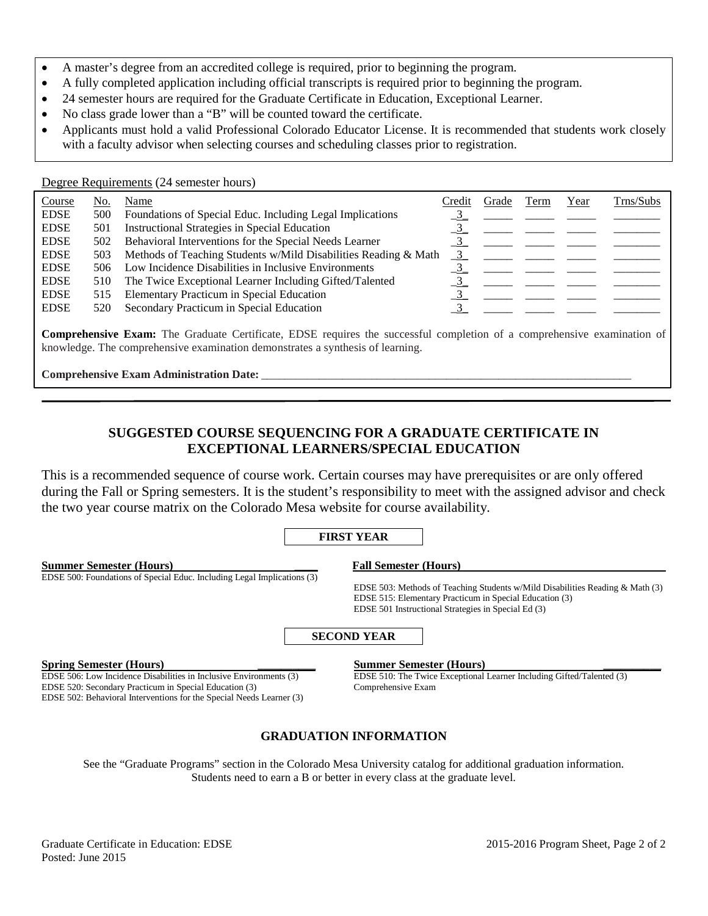- A master's degree from an accredited college is required, prior to beginning the program.
- A fully completed application including official transcripts is required prior to beginning the program.
- 24 semester hours are required for the Graduate Certificate in Education, Exceptional Learner.
- No class grade lower than a "B" will be counted toward the certificate.
- Applicants must hold a valid Professional Colorado Educator License. It is recommended that students work closely with a faculty advisor when selecting courses and scheduling classes prior to registration.

Degree Requirements (24 semester hours)

| Course | No. | Name | Credit | Grade | Term | Year | Trns/Subs |
|---|---|---|---|---|---|---|---|
| EDSE | 500 | Foundations of Special Educ. Including Legal Implications | 3 | | | | |
| EDSE | 501 | Instructional Strategies in Special Education | 3 | | | | |
| EDSE | 502 | Behavioral Interventions for the Special Needs Learner | 3 | | | | |
| EDSE | 503 | Methods of Teaching Students w/Mild Disabilities Reading & Math | 3 | | | | |
| EDSE | 506 | Low Incidence Disabilities in Inclusive Environments | 3 | | | | |
| EDSE | 510 | The Twice Exceptional Learner Including Gifted/Talented | 3 | | | | |
| EDSE | 515 | Elementary Practicum in Special Education | 3 | | | | |
| EDSE | 520 | Secondary Practicum in Special Education | 3 | | | | |

**Comprehensive Exam:** The Graduate Certificate, EDSE requires the successful completion of a comprehensive examination of knowledge. The comprehensive examination demonstrates a synthesis of learning.

**Comprehensive Exam Administration Date:** ______________________________

## SUGGESTED COURSE SEQUENCING FOR A GRADUATE CERTIFICATE IN EXCEPTIONAL LEARNERS/SPECIAL EDUCATION

This is a recommended sequence of course work. Certain courses may have prerequisites or are only offered during the Fall or Spring semesters. It is the student's responsibility to meet with the assigned advisor and check the two year course matrix on the Colorado Mesa website for course availability.

### FIRST YEAR

**Summer Semester (Hours)**

EDSE 500: Foundations of Special Educ. Including Legal Implications (3)

**Fall Semester (Hours)**

EDSE 503: Methods of Teaching Students w/Mild Disabilities Reading & Math (3)
EDSE 515: Elementary Practicum in Special Education (3)
EDSE 501 Instructional Strategies in Special Ed (3)

### SECOND YEAR

**Spring Semester (Hours)**

EDSE 506: Low Incidence Disabilities in Inclusive Environments (3)
EDSE 520: Secondary Practicum in Special Education (3)
EDSE 502: Behavioral Interventions for the Special Needs Learner (3)

**Summer Semester (Hours)**

EDSE 510: The Twice Exceptional Learner Including Gifted/Talented (3)
Comprehensive Exam

## GRADUATION INFORMATION

See the "Graduate Programs" section in the Colorado Mesa University catalog for additional graduation information. Students need to earn a B or better in every class at the graduate level.

Graduate Certificate in Education: EDSE
Posted: June 2015